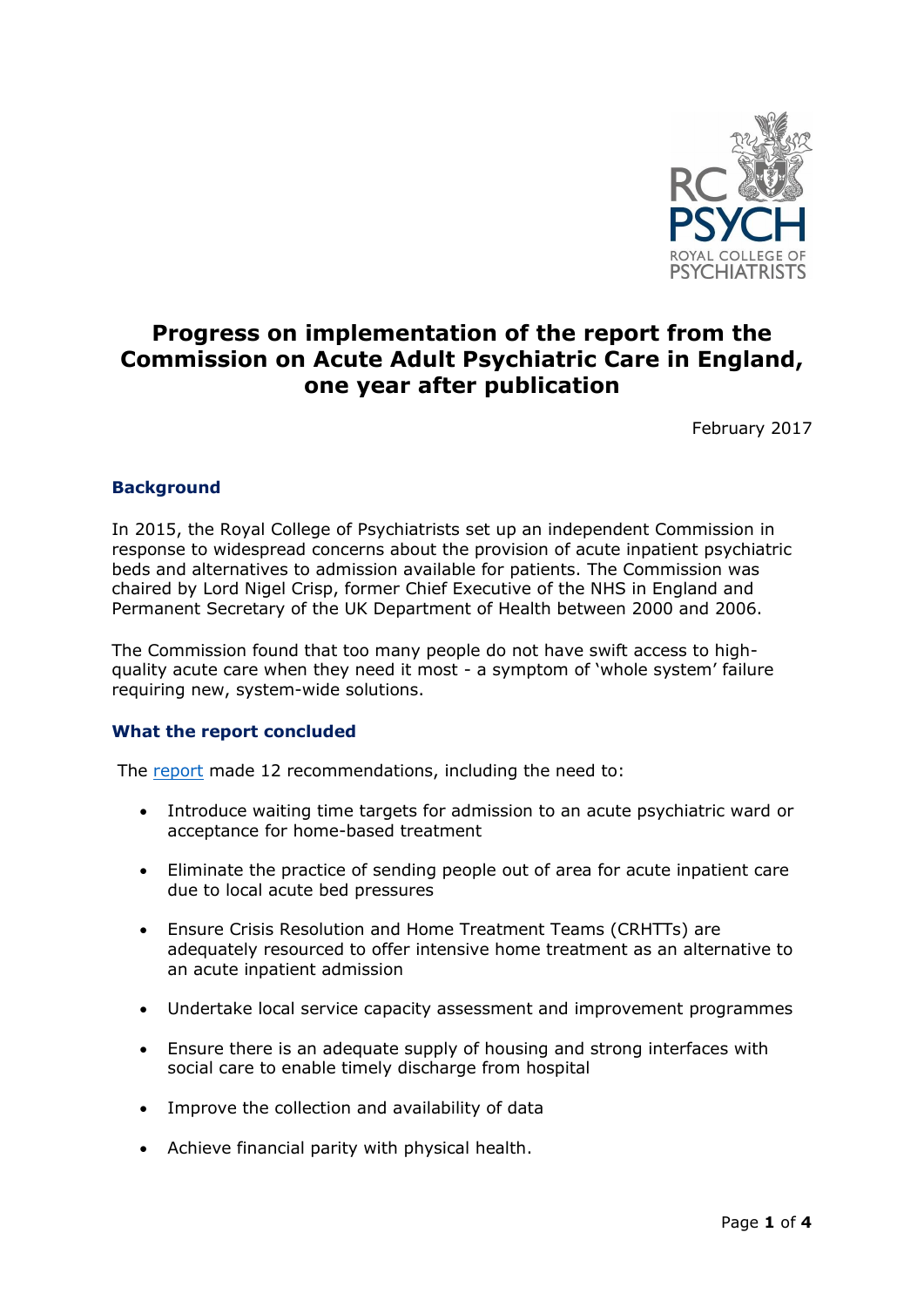# Progress on implementation of the report from the Commission on Acute Adult Psychiatric Care in England, one year after publication

February 2017

## Background

In 2015, the Royal College of Psychiatrists set up an independent Commission in response to widespread concerns about the provision of acute inpatient psychiatric beds and alternatives to admission available for patients. The Commission was chaired by Lord Nigel Crisp, former Chief Executive of the NHS in England and Permanent Secretary of the UK Department of Health between 2000 and 2006.

The Commission found that too many people do not have swift access to high-quality acute care when they need it most - a symptom of 'whole system' failure requiring new, system-wide solutions.

## What the report concluded

The report made 12 recommendations, including the need to:

- Introduce waiting time targets for admission to an acute psychiatric ward or acceptance for home-based treatment
- Eliminate the practice of sending people out of area for acute inpatient care due to local acute bed pressures
- Ensure Crisis Resolution and Home Treatment Teams (CRHTTs) are adequately resourced to offer intensive home treatment as an alternative to an acute inpatient admission
- Undertake local service capacity assessment and improvement programmes
- Ensure there is an adequate supply of housing and strong interfaces with social care to enable timely discharge from hospital
- Improve the collection and availability of data
- Achieve financial parity with physical health.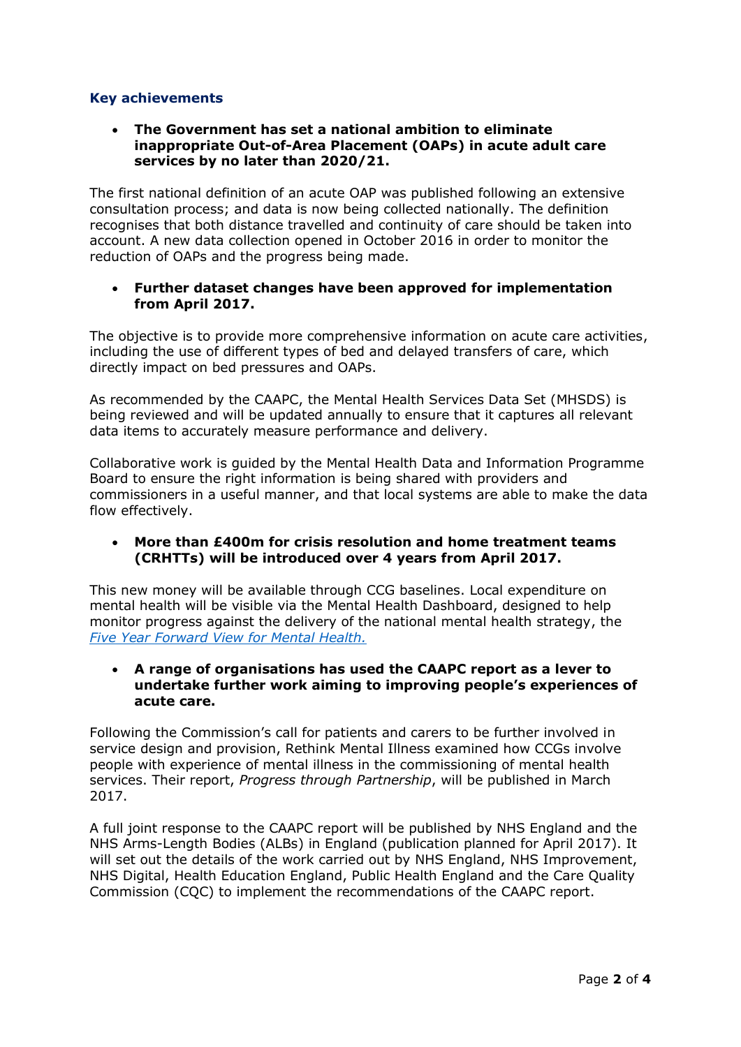### Key achievements

- **The Government has set a national ambition to eliminate inappropriate Out-of-Area Placement (OAPs) in acute adult care services by no later than 2020/21.**

The first national definition of an acute OAP was published following an extensive consultation process; and data is now being collected nationally. The definition recognises that both distance travelled and continuity of care should be taken into account. A new data collection opened in October 2016 in order to monitor the reduction of OAPs and the progress being made.

- **Further dataset changes have been approved for implementation from April 2017.**

The objective is to provide more comprehensive information on acute care activities, including the use of different types of bed and delayed transfers of care, which directly impact on bed pressures and OAPs.

As recommended by the CAAPC, the Mental Health Services Data Set (MHSDS) is being reviewed and will be updated annually to ensure that it captures all relevant data items to accurately measure performance and delivery.

Collaborative work is guided by the Mental Health Data and Information Programme Board to ensure the right information is being shared with providers and commissioners in a useful manner, and that local systems are able to make the data flow effectively.

- **More than £400m for crisis resolution and home treatment teams (CRHTTs) will be introduced over 4 years from April 2017.**

This new money will be available through CCG baselines. Local expenditure on mental health will be visible via the Mental Health Dashboard, designed to help monitor progress against the delivery of the national mental health strategy, the *Five Year Forward View for Mental Health.*

- **A range of organisations has used the CAAPC report as a lever to undertake further work aiming to improving people's experiences of acute care.**

Following the Commission's call for patients and carers to be further involved in service design and provision, Rethink Mental Illness examined how CCGs involve people with experience of mental illness in the commissioning of mental health services. Their report, *Progress through Partnership*, will be published in March 2017.

A full joint response to the CAAPC report will be published by NHS England and the NHS Arms-Length Bodies (ALBs) in England (publication planned for April 2017). It will set out the details of the work carried out by NHS England, NHS Improvement, NHS Digital, Health Education England, Public Health England and the Care Quality Commission (CQC) to implement the recommendations of the CAAPC report.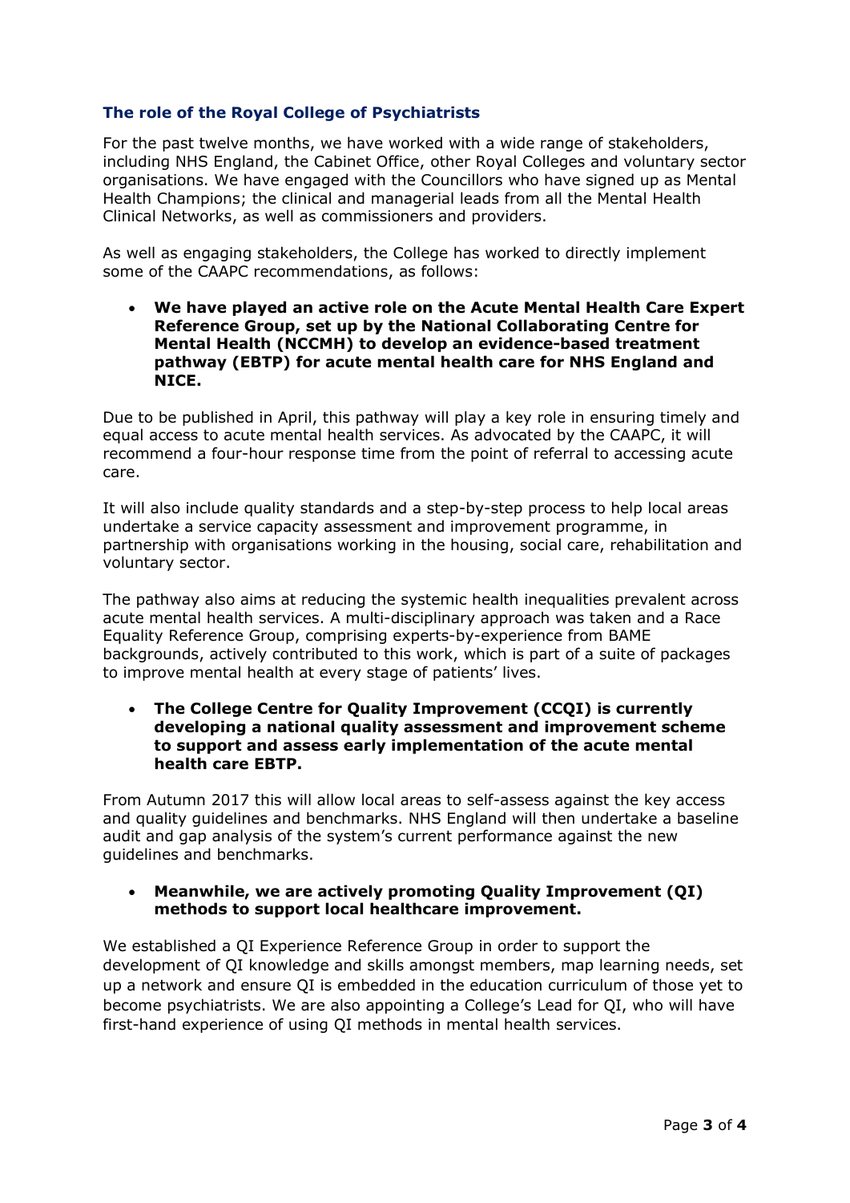### The role of the Royal College of Psychiatrists

For the past twelve months, we have worked with a wide range of stakeholders, including NHS England, the Cabinet Office, other Royal Colleges and voluntary sector organisations. We have engaged with the Councillors who have signed up as Mental Health Champions; the clinical and managerial leads from all the Mental Health Clinical Networks, as well as commissioners and providers.

As well as engaging stakeholders, the College has worked to directly implement some of the CAAPC recommendations, as follows:

- **We have played an active role on the Acute Mental Health Care Expert Reference Group, set up by the National Collaborating Centre for Mental Health (NCCMH) to develop an evidence-based treatment pathway (EBTP) for acute mental health care for NHS England and NICE.**

Due to be published in April, this pathway will play a key role in ensuring timely and equal access to acute mental health services. As advocated by the CAAPC, it will recommend a four-hour response time from the point of referral to accessing acute care.

It will also include quality standards and a step-by-step process to help local areas undertake a service capacity assessment and improvement programme, in partnership with organisations working in the housing, social care, rehabilitation and voluntary sector.

The pathway also aims at reducing the systemic health inequalities prevalent across acute mental health services. A multi-disciplinary approach was taken and a Race Equality Reference Group, comprising experts-by-experience from BAME backgrounds, actively contributed to this work, which is part of a suite of packages to improve mental health at every stage of patients' lives.

- **The College Centre for Quality Improvement (CCQI) is currently developing a national quality assessment and improvement scheme to support and assess early implementation of the acute mental health care EBTP.**

From Autumn 2017 this will allow local areas to self-assess against the key access and quality guidelines and benchmarks. NHS England will then undertake a baseline audit and gap analysis of the system's current performance against the new guidelines and benchmarks.

- **Meanwhile, we are actively promoting Quality Improvement (QI) methods to support local healthcare improvement.**

We established a QI Experience Reference Group in order to support the development of QI knowledge and skills amongst members, map learning needs, set up a network and ensure QI is embedded in the education curriculum of those yet to become psychiatrists. We are also appointing a College's Lead for QI, who will have first-hand experience of using QI methods in mental health services.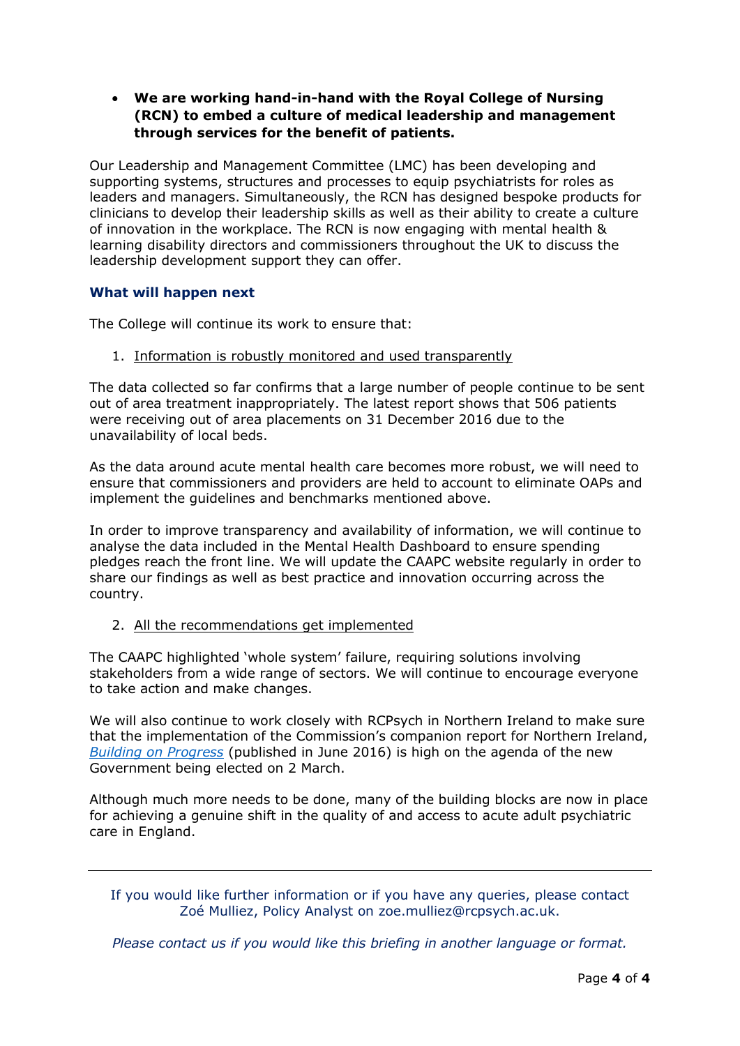- **We are working hand-in-hand with the Royal College of Nursing (RCN) to embed a culture of medical leadership and management through services for the benefit of patients.**

Our Leadership and Management Committee (LMC) has been developing and supporting systems, structures and processes to equip psychiatrists for roles as leaders and managers. Simultaneously, the RCN has designed bespoke products for clinicians to develop their leadership skills as well as their ability to create a culture of innovation in the workplace. The RCN is now engaging with mental health & learning disability directors and commissioners throughout the UK to discuss the leadership development support they can offer.

### What will happen next

The College will continue its work to ensure that:

1. <u>Information is robustly monitored and used transparently</u>

The data collected so far confirms that a large number of people continue to be sent out of area treatment inappropriately. The latest report shows that 506 patients were receiving out of area placements on 31 December 2016 due to the unavailability of local beds.

As the data around acute mental health care becomes more robust, we will need to ensure that commissioners and providers are held to account to eliminate OAPs and implement the guidelines and benchmarks mentioned above.

In order to improve transparency and availability of information, we will continue to analyse the data included in the Mental Health Dashboard to ensure spending pledges reach the front line. We will update the CAAPC website regularly in order to share our findings as well as best practice and innovation occurring across the country.

2. <u>All the recommendations get implemented</u>

The CAAPC highlighted 'whole system' failure, requiring solutions involving stakeholders from a wide range of sectors. We will continue to encourage everyone to take action and make changes.

We will also continue to work closely with RCPsych in Northern Ireland to make sure that the implementation of the Commission's companion report for Northern Ireland, *Building on Progress* (published in June 2016) is high on the agenda of the new Government being elected on 2 March.

Although much more needs to be done, many of the building blocks are now in place for achieving a genuine shift in the quality of and access to acute adult psychiatric care in England.

---

If you would like further information or if you have any queries, please contact Zoé Mulliez, Policy Analyst on zoe.mulliez@rcpsych.ac.uk.

*Please contact us if you would like this briefing in another language or format.*